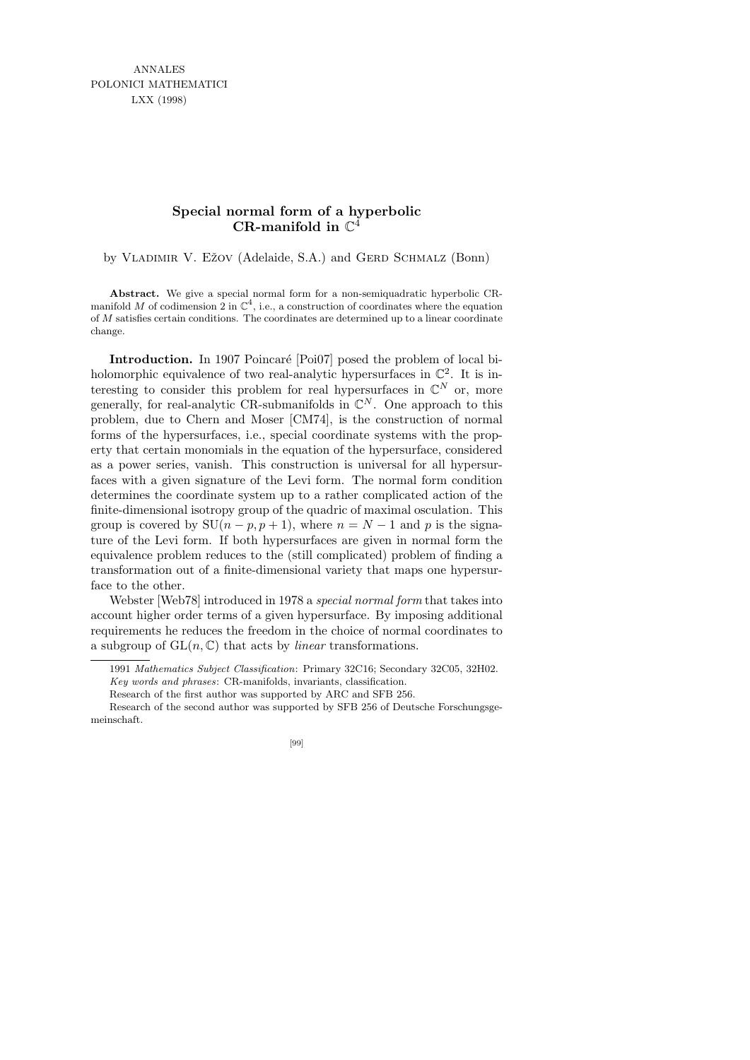# Special normal form of a hyperbolic CR-manifold in $\mathbb{C}^4$

by Vladimir V. Ežov (Adelaide, S.A.) and Gerd Schmalz (Bonn)

**Abstract.** We give a special normal form for a non-semiquadratic hyperbolic CR-manifold $M$ of codimension 2 in $\mathbb{C}^4$, i.e., a construction of coordinates where the equation of $M$ satisfies certain conditions. The coordinates are determined up to a linear coordinate change.

**Introduction.** In 1907 Poincaré [Poi07] posed the problem of local biholomorphic equivalence of two real-analytic hypersurfaces in $\mathbb{C}^2$. It is interesting to consider this problem for real hypersurfaces in $\mathbb{C}^N$ or, more generally, for real-analytic CR-submanifolds in $\mathbb{C}^N$. One approach to this problem, due to Chern and Moser [CM74], is the construction of normal forms of the hypersurfaces, i.e., special coordinate systems with the property that certain monomials in the equation of the hypersurface, considered as a power series, vanish. This construction is universal for all hypersurfaces with a given signature of the Levi form. The normal form condition determines the coordinate system up to a rather complicated action of the finite-dimensional isotropy group of the quadric of maximal osculation. This group is covered by $\mathrm{SU}(n-p, p+1)$, where $n = N-1$ and $p$ is the signature of the Levi form. If both hypersurfaces are given in normal form the equivalence problem reduces to the (still complicated) problem of finding a transformation out of a finite-dimensional variety that maps one hypersurface to the other.

Webster [Web78] introduced in 1978 a *special normal form* that takes into account higher order terms of a given hypersurface. By imposing additional requirements he reduces the freedom in the choice of normal coordinates to a subgroup of $\mathrm{GL}(n, \mathbb{C})$ that acts by *linear* transformations.

---

1991 *Mathematics Subject Classification*: Primary 32C16; Secondary 32C05, 32H02.

*Key words and phrases*: CR-manifolds, invariants, classification.

Research of the first author was supported by ARC and SFB 256.

Research of the second author was supported by SFB 256 of Deutsche Forschungsgemeinschaft.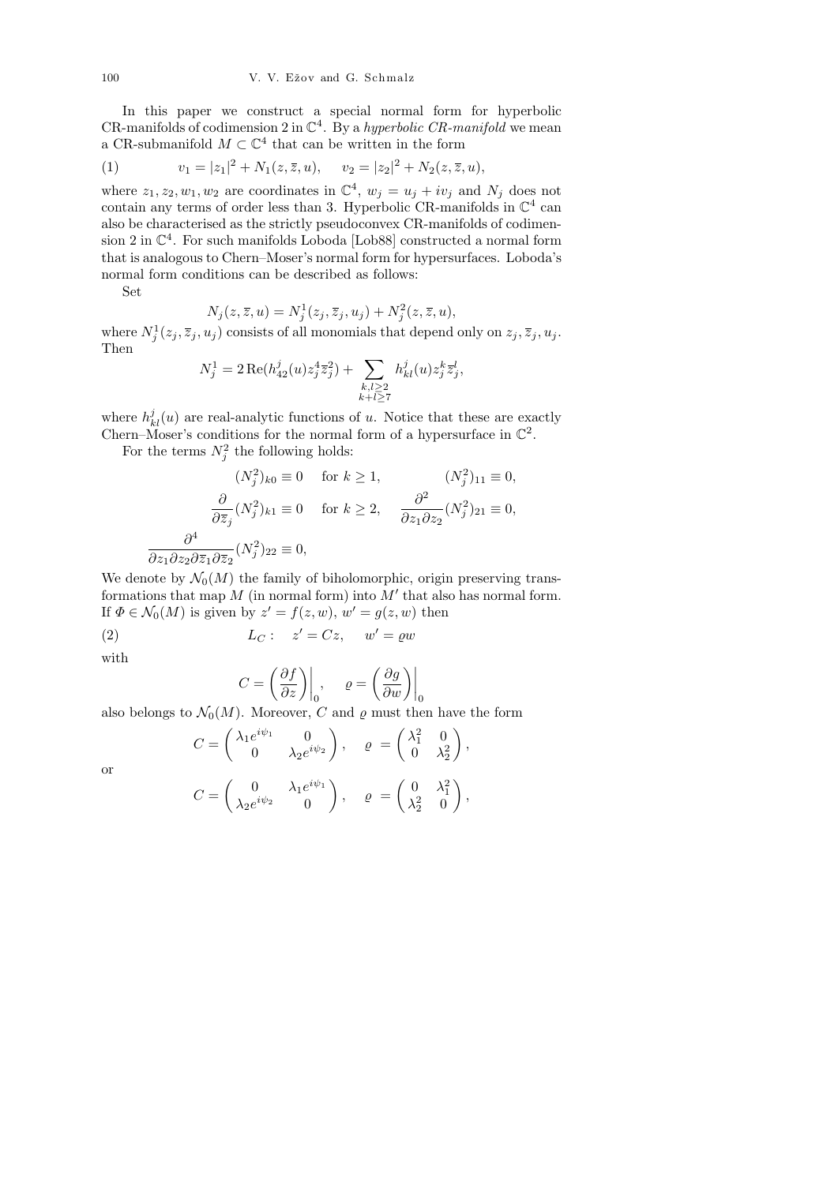In this paper we construct a special normal form for hyperbolic CR-manifolds of codimension 2 in $\mathbb{C}^4$. By a *hyperbolic CR-manifold* we mean a CR-submanifold $M \subset \mathbb{C}^4$ that can be written in the form

$$v_1 = |z_1|^2 + N_1(z, \overline{z}, u), \qquad v_2 = |z_2|^2 + N_2(z, \overline{z}, u), \tag{1}$$

where $z_1, z_2, w_1, w_2$ are coordinates in $\mathbb{C}^4$, $w_j = u_j + iv_j$ and $N_j$ does not contain any terms of order less than 3. Hyperbolic CR-manifolds in $\mathbb{C}^4$ can also be characterised as the strictly pseudoconvex CR-manifolds of codimension 2 in $\mathbb{C}^4$. For such manifolds Loboda [Lob88] constructed a normal form that is analogous to Chern–Moser's normal form for hypersurfaces. Loboda's normal form conditions can be described as follows:

Set

$$N_j(z, \overline{z}, u) = N_j^1(z_j, \overline{z}_j, u_j) + N_j^2(z, \overline{z}, u),$$

where $N_j^1(z_j, \overline{z}_j, u_j)$ consists of all monomials that depend only on $z_j, \overline{z}_j, u_j$. Then

$$N_j^1 = 2\,\mathrm{Re}(h_{42}^j(u) z_j^4 \overline{z}_j^2) + \sum_{\substack{k,l \geq 2 \\ k+l \geq 7}} h_{kl}^j(u) z_j^k \overline{z}_j^l,$$

where $h_{kl}^j(u)$ are real-analytic functions of $u$. Notice that these are exactly Chern–Moser's conditions for the normal form of a hypersurface in $\mathbb{C}^2$.

For the terms $N_j^2$ the following holds:

$$(N_j^2)_{k0} \equiv 0 \quad \text{for } k \geq 1, \qquad (N_j^2)_{11} \equiv 0,$$

$$\frac{\partial}{\partial \overline{z}_j}(N_j^2)_{k1} \equiv 0 \quad \text{for } k \geq 2, \qquad \frac{\partial^2}{\partial z_1 \partial z_2}(N_j^2)_{21} \equiv 0,$$

$$\frac{\partial^4}{\partial z_1 \partial z_2 \partial \overline{z}_1 \partial \overline{z}_2}(N_j^2)_{22} \equiv 0,$$

We denote by $\mathcal{N}_0(M)$ the family of biholomorphic, origin preserving transformations that map $M$ (in normal form) into $M'$ that also has normal form. If $\Phi \in \mathcal{N}_0(M)$ is given by $z' = f(z, w)$, $w' = g(z, w)$ then

$$L_C: \quad z' = Cz, \qquad w' = \varrho w \tag{2}$$

with

$$C = \left(\frac{\partial f}{\partial z}\right)\bigg|_0, \qquad \varrho = \left(\frac{\partial g}{\partial w}\right)\bigg|_0$$

also belongs to $\mathcal{N}_0(M)$. Moreover, $C$ and $\varrho$ must then have the form

$$C = \begin{pmatrix} \lambda_1 e^{i\psi_1} & 0 \\ 0 & \lambda_2 e^{i\psi_2} \end{pmatrix}, \quad \varrho = \begin{pmatrix} \lambda_1^2 & 0 \\ 0 & \lambda_2^2 \end{pmatrix},$$

or

$$C = \begin{pmatrix} 0 & \lambda_1 e^{i\psi_1} \\ \lambda_2 e^{i\psi_2} & 0 \end{pmatrix}, \quad \varrho = \begin{pmatrix} 0 & \lambda_1^2 \\ \lambda_2^2 & 0 \end{pmatrix},$$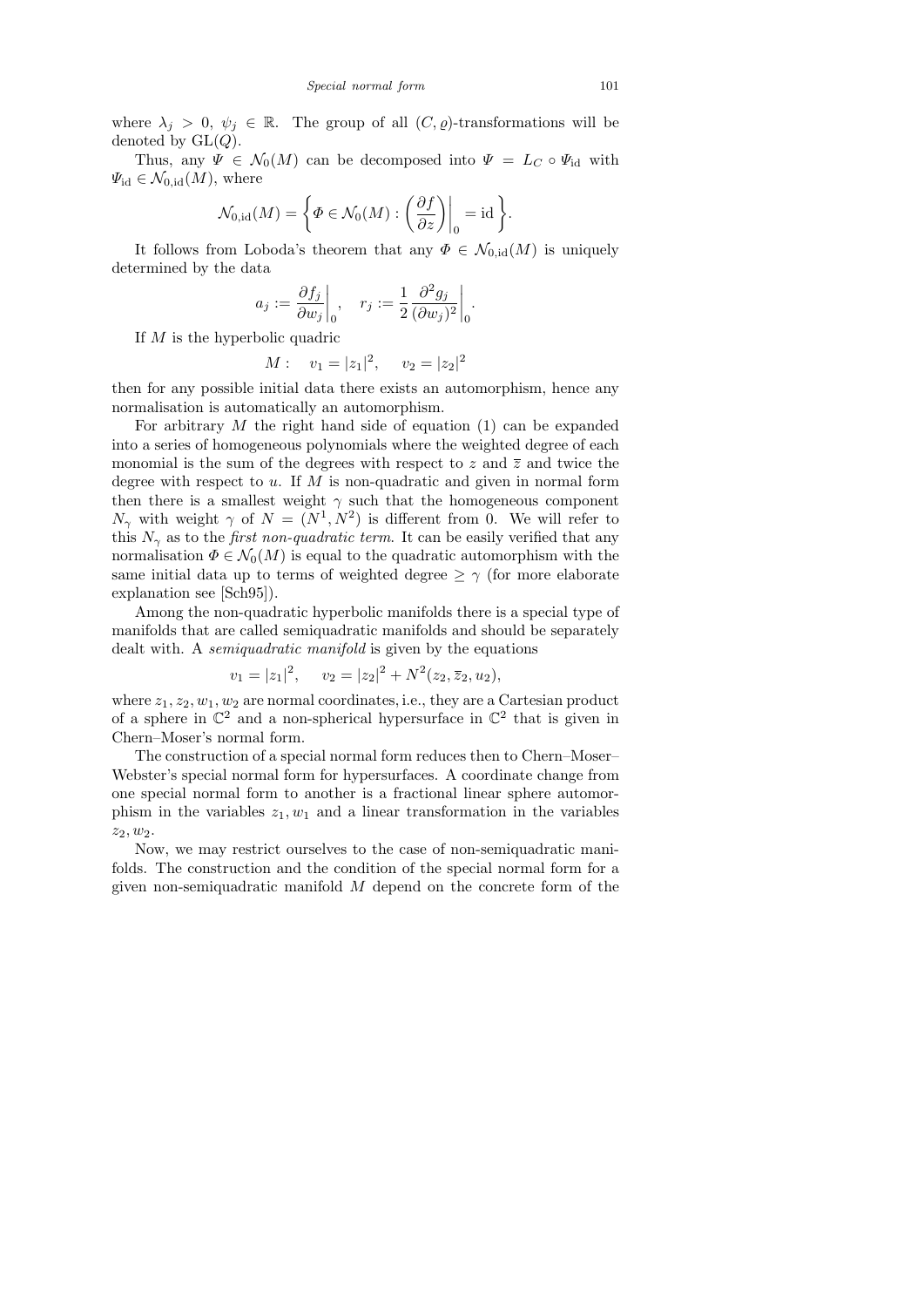where $\lambda_j > 0$, $\psi_j \in \mathbb{R}$. The group of all $(C, \varrho)$-transformations will be denoted by $\mathrm{GL}(Q)$.

Thus, any $\Psi \in \mathcal{N}_0(M)$ can be decomposed into $\Psi = L_C \circ \Psi_{\mathrm{id}}$ with $\Psi_{\mathrm{id}} \in \mathcal{N}_{0,\mathrm{id}}(M)$, where

$$\mathcal{N}_{0,\mathrm{id}}(M) = \left\{ \Phi \in \mathcal{N}_0(M) : \left(\frac{\partial f}{\partial z}\right)\bigg|_0 = \mathrm{id} \right\}.$$

It follows from Loboda's theorem that any $\Phi \in \mathcal{N}_{0,\mathrm{id}}(M)$ is uniquely determined by the data

$$a_j := \frac{\partial f_j}{\partial w_j}\bigg|_0, \quad r_j := \frac{1}{2} \frac{\partial^2 g_j}{(\partial w_j)^2}\bigg|_0.$$

If $M$ is the hyperbolic quadric

$$M: \quad v_1 = |z_1|^2, \quad v_2 = |z_2|^2$$

then for any possible initial data there exists an automorphism, hence any normalisation is automatically an automorphism.

For arbitrary $M$ the right hand side of equation (1) can be expanded into a series of homogeneous polynomials where the weighted degree of each monomial is the sum of the degrees with respect to $z$ and $\overline{z}$ and twice the degree with respect to $u$. If $M$ is non-quadratic and given in normal form then there is a smallest weight $\gamma$ such that the homogeneous component $N_\gamma$ with weight $\gamma$ of $N = (N^1, N^2)$ is different from 0. We will refer to this $N_\gamma$ as to the *first non-quadratic term*. It can be easily verified that any normalisation $\Phi \in \mathcal{N}_0(M)$ is equal to the quadratic automorphism with the same initial data up to terms of weighted degree $\geq \gamma$ (for more elaborate explanation see [Sch95]).

Among the non-quadratic hyperbolic manifolds there is a special type of manifolds that are called semiquadratic manifolds and should be separately dealt with. A *semiquadratic manifold* is given by the equations

$$v_1 = |z_1|^2, \quad v_2 = |z_2|^2 + N^2(z_2, \overline{z}_2, u_2),$$

where $z_1, z_2, w_1, w_2$ are normal coordinates, i.e., they are a Cartesian product of a sphere in $\mathbb{C}^2$ and a non-spherical hypersurface in $\mathbb{C}^2$ that is given in Chern–Moser's normal form.

The construction of a special normal form reduces then to Chern–Moser–Webster's special normal form for hypersurfaces. A coordinate change from one special normal form to another is a fractional linear sphere automorphism in the variables $z_1, w_1$ and a linear transformation in the variables $z_2, w_2$.

Now, we may restrict ourselves to the case of non-semiquadratic manifolds. The construction and the condition of the special normal form for a given non-semiquadratic manifold $M$ depend on the concrete form of the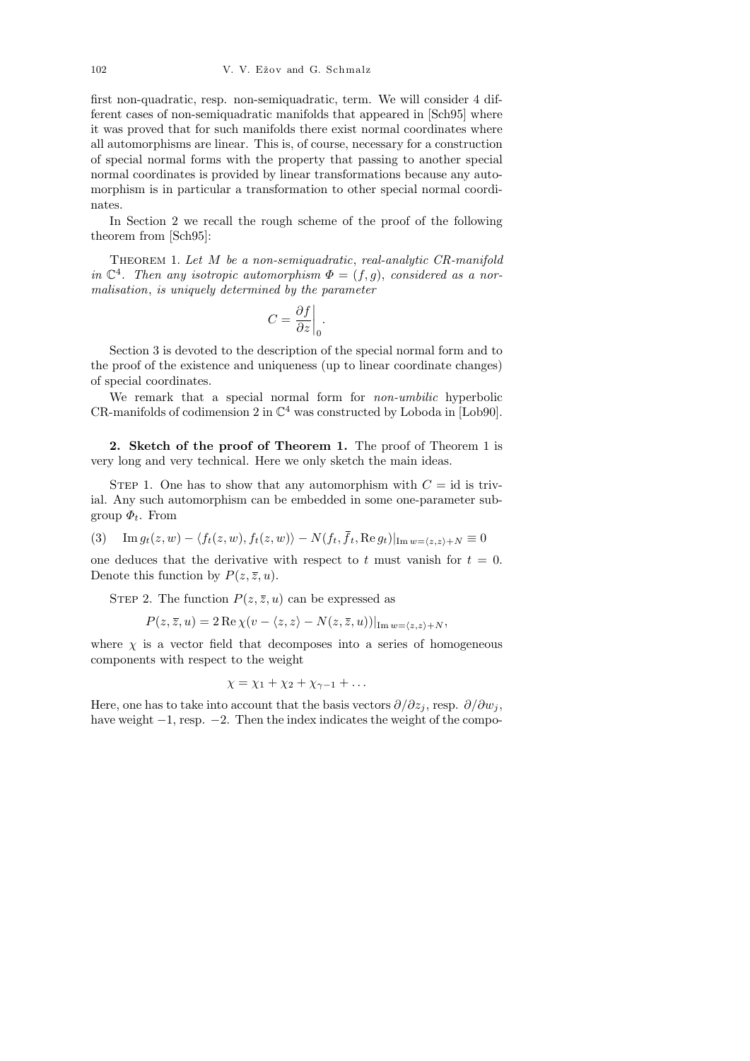first non-quadratic, resp. non-semiquadratic, term. We will consider 4 different cases of non-semiquadratic manifolds that appeared in [Sch95] where it was proved that for such manifolds there exist normal coordinates where all automorphisms are linear. This is, of course, necessary for a construction of special normal forms with the property that passing to another special normal coordinates is provided by linear transformations because any automorphism is in particular a transformation to other special normal coordinates.

In Section 2 we recall the rough scheme of the proof of the following theorem from [Sch95]:

Theorem 1. *Let $M$ be a non-semiquadratic, real-analytic CR-manifold in $\mathbb{C}^4$. Then any isotropic automorphism $\Phi = (f, g)$, considered as a normalisation, is uniquely determined by the parameter*

$$C = \frac{\partial f}{\partial z}\bigg|_0 .$$

Section 3 is devoted to the description of the special normal form and to the proof of the existence and uniqueness (up to linear coordinate changes) of special coordinates.

We remark that a special normal form for *non-umbilic* hyperbolic CR-manifolds of codimension 2 in $\mathbb{C}^4$ was constructed by Loboda in [Lob90].

**2. Sketch of the proof of Theorem 1.** The proof of Theorem 1 is very long and very technical. Here we only sketch the main ideas.

Step 1. One has to show that any automorphism with $C = \mathrm{id}$ is trivial. Any such automorphism can be embedded in some one-parameter subgroup $\Phi_t$. From

$$\text{(3)} \qquad \operatorname{Im} g_t(z, w) - \langle f_t(z, w), f_t(z, w)\rangle - N(f_t, \overline{f}_t, \operatorname{Re} g_t)|_{\operatorname{Im} w = \langle z, z\rangle + N} \equiv 0$$

one deduces that the derivative with respect to $t$ must vanish for $t = 0$. Denote this function by $P(z, \overline{z}, u)$.

Step 2. The function $P(z, \overline{z}, u)$ can be expressed as

$$P(z, \overline{z}, u) = 2 \operatorname{Re} \chi(v - \langle z, z\rangle - N(z, \overline{z}, u))|_{\operatorname{Im} w = \langle z, z\rangle + N},$$

where $\chi$ is a vector field that decomposes into a series of homogeneous components with respect to the weight

$$\chi = \chi_1 + \chi_2 + \chi_{\gamma - 1} + \ldots$$

Here, one has to take into account that the basis vectors $\partial/\partial z_j$, resp. $\partial/\partial w_j$, have weight $-1$, resp. $-2$. Then the index indicates the weight of the compo-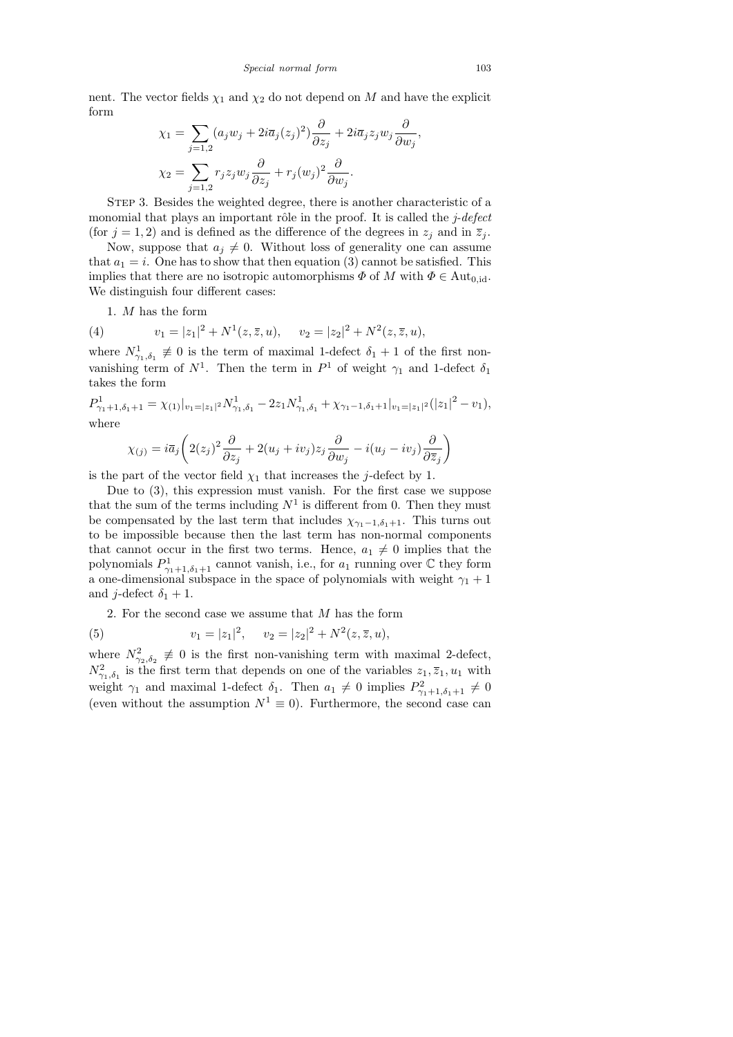nent. The vector fields $\chi_1$ and $\chi_2$ do not depend on $M$ and have the explicit form

$$\chi_1 = \sum_{j=1,2} (a_j w_j + 2i\overline{a}_j (z_j)^2) \frac{\partial}{\partial z_j} + 2i\overline{a}_j z_j w_j \frac{\partial}{\partial w_j},$$

$$\chi_2 = \sum_{j=1,2} r_j z_j w_j \frac{\partial}{\partial z_j} + r_j (w_j)^2 \frac{\partial}{\partial w_j}.$$

Step 3. Besides the weighted degree, there is another characteristic of a monomial that plays an important rôle in the proof. It is called the *j-defect* (for $j = 1, 2$) and is defined as the difference of the degrees in $z_j$ and in $\overline{z}_j$.

Now, suppose that $a_j \neq 0$. Without loss of generality one can assume that $a_1 = i$. One has to show that then equation (3) cannot be satisfied. This implies that there are no isotropic automorphisms $\Phi$ of $M$ with $\Phi \in \mathrm{Aut}_{0,\mathrm{id}}$. We distinguish four different cases:

1. $M$ has the form

$$v_1 = |z_1|^2 + N^1(z, \overline{z}, u), \quad v_2 = |z_2|^2 + N^2(z, \overline{z}, u), \tag{4}$$

where $N^1_{\gamma_1,\delta_1} \not\equiv 0$ is the term of maximal 1-defect $\delta_1 + 1$ of the first non-vanishing term of $N^1$. Then the term in $P^1$ of weight $\gamma_1$ and 1-defect $\delta_1$ takes the form

$$P^1_{\gamma_1+1,\delta_1+1} = \chi_{(1)}|_{v_1=|z_1|^2} N^1_{\gamma_1,\delta_1} - 2z_1 N^1_{\gamma_1,\delta_1} + \chi_{\gamma_1-1,\delta_1+1}|_{v_1=|z_1|^2}(|z_1|^2 - v_1),$$

where

$$\chi_{(j)} = i\overline{a}_j \bigg( 2(z_j)^2 \frac{\partial}{\partial z_j} + 2(u_j + iv_j) z_j \frac{\partial}{\partial w_j} - i(u_j - iv_j) \frac{\partial}{\partial \overline{z}_j} \bigg)$$

is the part of the vector field $\chi_1$ that increases the $j$-defect by 1.

Due to (3), this expression must vanish. For the first case we suppose that the sum of the terms including $N^1$ is different from 0. Then they must be compensated by the last term that includes $\chi_{\gamma_1-1,\delta_1+1}$. This turns out to be impossible because then the last term has non-normal components that cannot occur in the first two terms. Hence, $a_1 \neq 0$ implies that the polynomials $P^1_{\gamma_1+1,\delta_1+1}$ cannot vanish, i.e., for $a_1$ running over $\mathbb{C}$ they form a one-dimensional subspace in the space of polynomials with weight $\gamma_1 + 1$ and $j$-defect $\delta_1 + 1$.

2. For the second case we assume that $M$ has the form

$$v_1 = |z_1|^2, \quad v_2 = |z_2|^2 + N^2(z, \overline{z}, u), \tag{5}$$

where $N^2_{\gamma_2,\delta_2} \not\equiv 0$ is the first non-vanishing term with maximal 2-defect, $N^2_{\gamma_1,\delta_1}$ is the first term that depends on one of the variables $z_1, \overline{z}_1, u_1$ with weight $\gamma_1$ and maximal 1-defect $\delta_1$. Then $a_1 \neq 0$ implies $P^2_{\gamma_1+1,\delta_1+1} \neq 0$ (even without the assumption $N^1 \equiv 0$). Furthermore, the second case can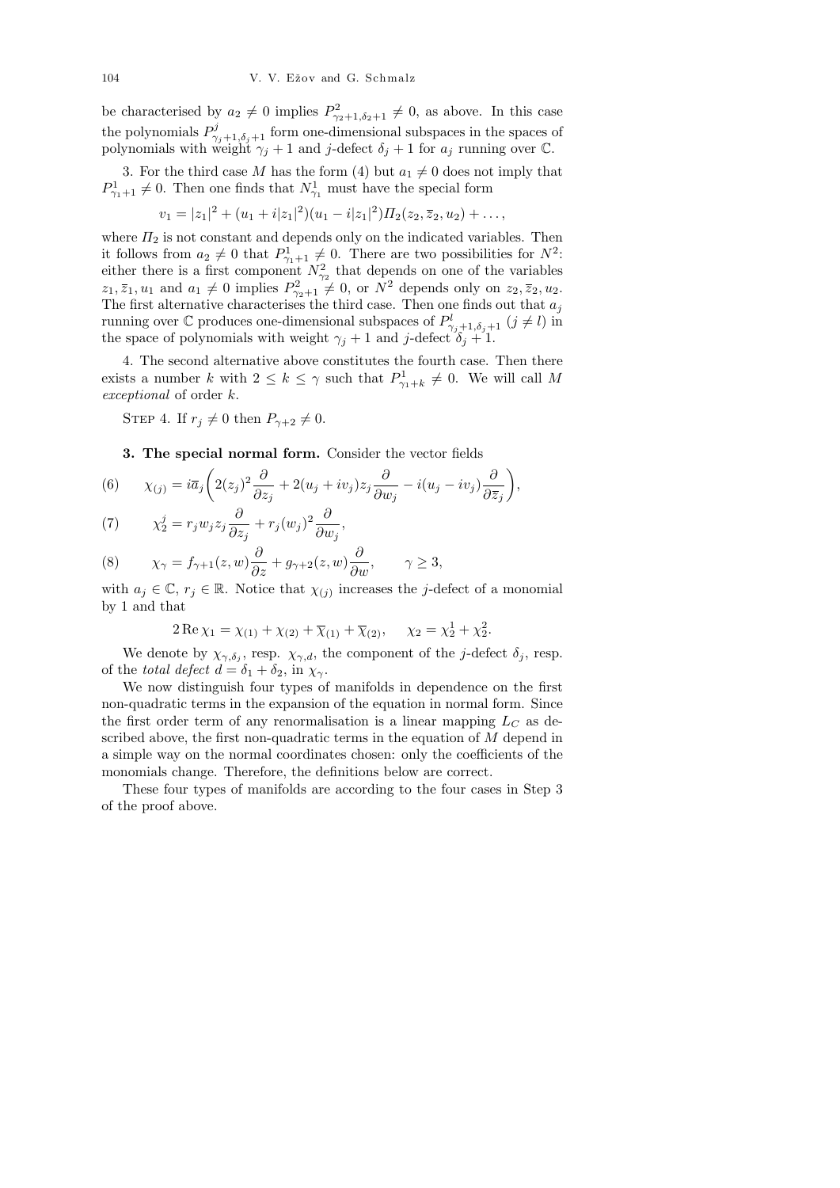be characterised by $a_2 \neq 0$ implies $P^2_{\gamma_2+1,\delta_2+1} \neq 0$, as above. In this case the polynomials $P^j_{\gamma_j+1,\delta_j+1}$ form one-dimensional subspaces in the spaces of polynomials with weight $\gamma_j+1$ and $j$-defect $\delta_j+1$ for $a_j$ running over $\mathbb{C}$.

3. For the third case $M$ has the form (4) but $a_1 \neq 0$ does not imply that $P^1_{\gamma_1+1} \neq 0$. Then one finds that $N^1_{\gamma_1}$ must have the special form

$$v_1 = |z_1|^2 + (u_1 + i|z_1|^2)(u_1 - i|z_1|^2)\Pi_2(z_2, \overline{z}_2, u_2) + \ldots,$$

where $\Pi_2$ is not constant and depends only on the indicated variables. Then it follows from $a_2 \neq 0$ that $P^1_{\gamma_1+1} \neq 0$. There are two possibilities for $N^2$: either there is a first component $N^2_{\gamma_2}$ that depends on one of the variables $z_1, \overline{z}_1, u_1$ and $a_1 \neq 0$ implies $P^2_{\gamma_2+1} \neq 0$, or $N^2$ depends only on $z_2, \overline{z}_2, u_2$. The first alternative characterises the third case. Then one finds out that $a_j$ running over $\mathbb{C}$ produces one-dimensional subspaces of $P^l_{\gamma_j+1,\delta_j+1}$ $(j \neq l)$ in the space of polynomials with weight $\gamma_j+1$ and $j$-defect $\delta_j+1$.

4. The second alternative above constitutes the fourth case. Then there exists a number $k$ with $2 \leq k \leq \gamma$ such that $P^1_{\gamma_1+k} \neq 0$. We will call $M$ *exceptional* of order $k$.

Step 4. If $r_j \neq 0$ then $P_{\gamma+2} \neq 0$.

**3. The special normal form.** Consider the vector fields

$$\chi_{(j)} = i\overline{a}_j\bigg(2(z_j)^2\frac{\partial}{\partial z_j} + 2(u_j+iv_j)z_j\frac{\partial}{\partial w_j} - i(u_j - iv_j)\frac{\partial}{\partial \overline{z}_j}\bigg), \tag{6}$$

$$\chi_2^j = r_j w_j z_j\frac{\partial}{\partial z_j} + r_j(w_j)^2\frac{\partial}{\partial w_j}, \tag{7}$$

$$\chi_\gamma = f_{\gamma+1}(z,w)\frac{\partial}{\partial z} + g_{\gamma+2}(z,w)\frac{\partial}{\partial w}, \qquad \gamma \geq 3, \tag{8}$$

with $a_j \in \mathbb{C}$, $r_j \in \mathbb{R}$. Notice that $\chi_{(j)}$ increases the $j$-defect of a monomial by 1 and that

$$2\operatorname{Re}\chi_1 = \chi_{(1)} + \chi_{(2)} + \overline{\chi}_{(1)} + \overline{\chi}_{(2)}, \qquad \chi_2 = \chi_2^1 + \chi_2^2.$$

We denote by $\chi_{\gamma,\delta_j}$, resp. $\chi_{\gamma,d}$, the component of the $j$-defect $\delta_j$, resp. of the *total defect* $d = \delta_1 + \delta_2$, in $\chi_\gamma$.

We now distinguish four types of manifolds in dependence on the first non-quadratic terms in the expansion of the equation in normal form. Since the first order term of any renormalisation is a linear mapping $L_C$ as described above, the first non-quadratic terms in the equation of $M$ depend in a simple way on the normal coordinates chosen: only the coefficients of the monomials change. Therefore, the definitions below are correct.

These four types of manifolds are according to the four cases in Step 3 of the proof above.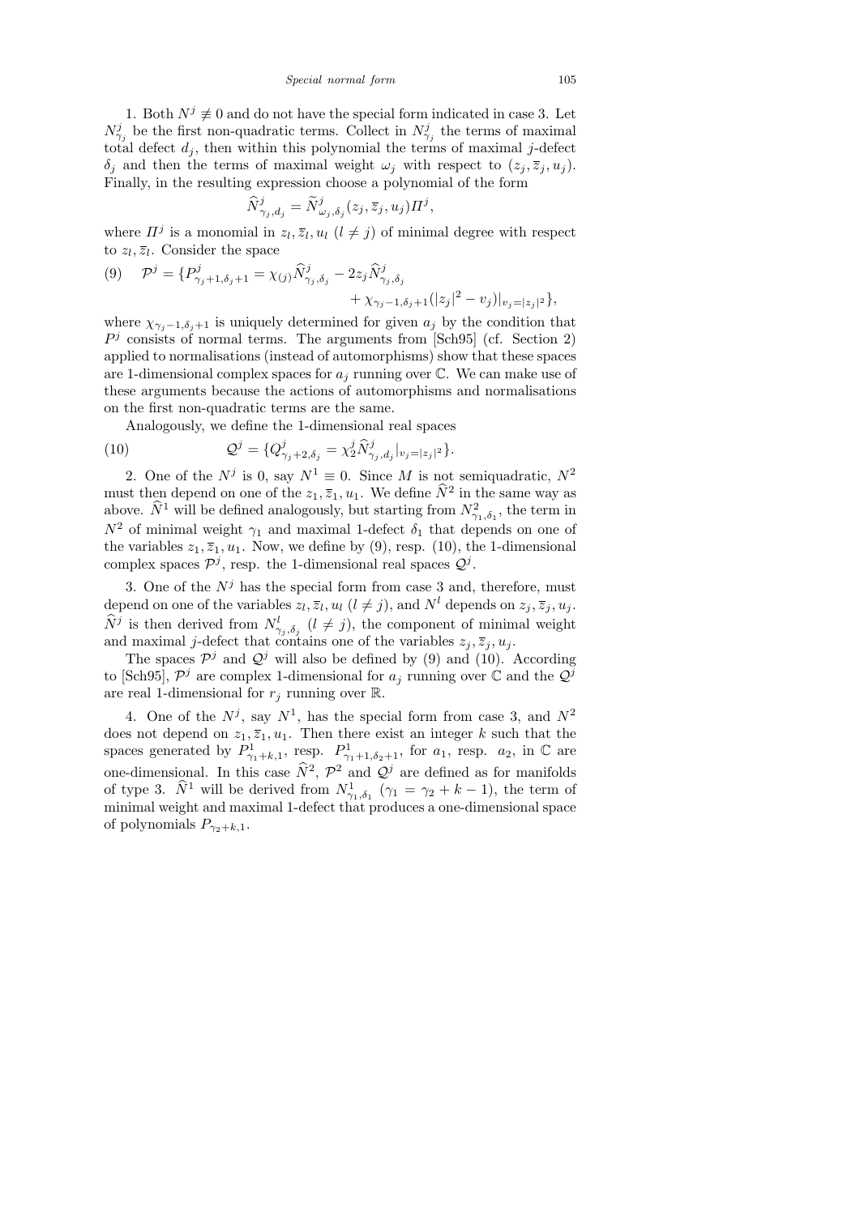1. Both $N^j \not\equiv 0$ and do not have the special form indicated in case 3. Let $N^j_{\gamma_j}$ be the first non-quadratic terms. Collect in $N^j_{\gamma_j}$ the terms of maximal total defect $d_j$, then within this polynomial the terms of maximal $j$-defect $\delta_j$ and then the terms of maximal weight $\omega_j$ with respect to $(z_j, \overline{z}_j, u_j)$. Finally, in the resulting expression choose a polynomial of the form

$$\widehat{N}^j_{\gamma_j,d_j} = \widetilde{N}^j_{\omega_j,\delta_j}(z_j, \overline{z}_j, u_j)\Pi^j,$$

where $\Pi^j$ is a monomial in $z_l, \overline{z}_l, u_l$ $(l \neq j)$ of minimal degree with respect to $z_l, \overline{z}_l$. Consider the space

$$\begin{aligned}(9) \quad \mathcal{P}^j = \{P^j_{\gamma_j+1,\delta_j+1} = \chi_{(j)}\widehat{N}^j_{\gamma_j,\delta_j} - 2z_j\widehat{N}^j_{\gamma_j,\delta_j} \\ + \chi_{\gamma_j-1,\delta_j+1}(|z_j|^2 - v_j)|_{v_j=|z_j|^2}\},\end{aligned}$$

where $\chi_{\gamma_j-1,\delta_j+1}$ is uniquely determined for given $a_j$ by the condition that $P^j$ consists of normal terms. The arguments from [Sch95] (cf. Section 2) applied to normalisations (instead of automorphisms) show that these spaces are 1-dimensional complex spaces for $a_j$ running over $\mathbb{C}$. We can make use of these arguments because the actions of automorphisms and normalisations on the first non-quadratic terms are the same.

Analogously, we define the 1-dimensional real spaces

$$(10) \qquad \mathcal{Q}^j = \{Q^j_{\gamma_j+2,\delta_j} = \chi^j_2\widehat{N}^j_{\gamma_j,d_j}|_{v_j=|z_j|^2}\}.$$

2. One of the $N^j$ is 0, say $N^1 \equiv 0$. Since $M$ is not semiquadratic, $N^2$ must then depend on one of the $z_1, \overline{z}_1, u_1$. We define $\widehat{N}^2$ in the same way as above. $\widehat{N}^1$ will be defined analogously, but starting from $N^2_{\gamma_1,\delta_1}$, the term in $N^2$ of minimal weight $\gamma_1$ and maximal 1-defect $\delta_1$ that depends on one of the variables $z_1, \overline{z}_1, u_1$. Now, we define by (9), resp. (10), the 1-dimensional complex spaces $\mathcal{P}^j$, resp. the 1-dimensional real spaces $\mathcal{Q}^j$.

3. One of the $N^j$ has the special form from case 3 and, therefore, must depend on one of the variables $z_l, \overline{z}_l, u_l$ $(l \neq j)$, and $N^l$ depends on $z_j, \overline{z}_j, u_j$. $\widehat{N}^j$ is then derived from $N^l_{\gamma_j,\delta_j}$ $(l \neq j)$, the component of minimal weight and maximal $j$-defect that contains one of the variables $z_j, \overline{z}_j, u_j$.

The spaces $\mathcal{P}^j$ and $\mathcal{Q}^j$ will also be defined by (9) and (10). According to [Sch95], $\mathcal{P}^j$ are complex 1-dimensional for $a_j$ running over $\mathbb{C}$ and the $\mathcal{Q}^j$ are real 1-dimensional for $r_j$ running over $\mathbb{R}$.

4. One of the $N^j$, say $N^1$, has the special form from case 3, and $N^2$ does not depend on $z_1, \overline{z}_1, u_1$. Then there exist an integer $k$ such that the spaces generated by $P^1_{\gamma_1+k,1}$, resp. $P^1_{\gamma_1+1,\delta_2+1}$, for $a_1$, resp. $a_2$, in $\mathbb{C}$ are one-dimensional. In this case $\widehat{N}^2$, $\mathcal{P}^2$ and $\mathcal{Q}^j$ are defined as for manifolds of type 3. $\widehat{N}^1$ will be derived from $N^1_{\gamma_1,\delta_1}$ $(\gamma_1 = \gamma_2 + k - 1)$, the term of minimal weight and maximal 1-defect that produces a one-dimensional space of polynomials $P_{\gamma_2+k,1}$.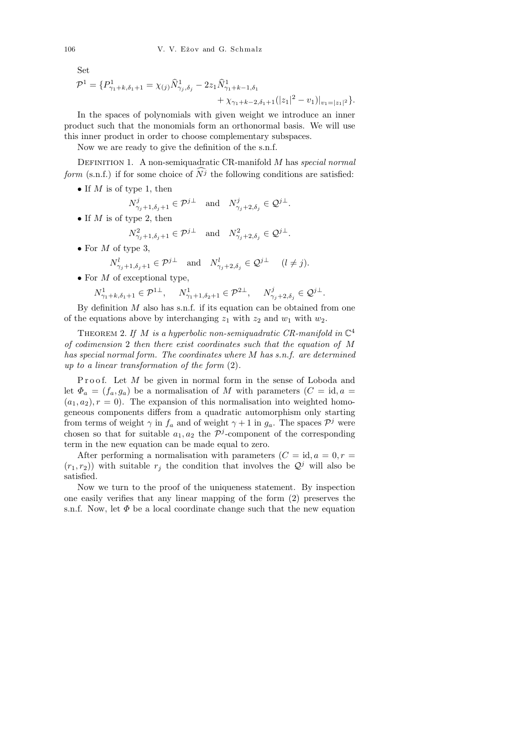Set

$$\mathcal{P}^1 = \{P^1_{\gamma_1+k,\delta_1+1} = \chi_{(j)}\widehat{N}^1_{\gamma_j,\delta_j} - 2z_1\widehat{N}^1_{\gamma_1+k-1,\delta_1} + \chi_{\gamma_1+k-2,\delta_1+1}(|z_1|^2 - v_1)|_{v_1=|z_1|^2}\}.$$

In the spaces of polynomials with given weight we introduce an inner product such that the monomials form an orthonormal basis. We will use this inner product in order to choose complementary subspaces.

Now we are ready to give the definition of the s.n.f.

Definition 1. A non-semiquadratic CR-manifold $M$ has *special normal form* (s.n.f.) if for some choice of $\widehat{N^j}$ the following conditions are satisfied:

- If $M$ is of type 1, then
$$N^j_{\gamma_j+1,\delta_j+1} \in \mathcal{P}^{j\perp} \quad \text{and} \quad N^j_{\gamma_j+2,\delta_j} \in \mathcal{Q}^{j\perp}.$$
- If $M$ is of type 2, then
$$N^2_{\gamma_j+1,\delta_j+1} \in \mathcal{P}^{j\perp} \quad \text{and} \quad N^2_{\gamma_j+2,\delta_j} \in \mathcal{Q}^{j\perp}.$$
- For $M$ of type 3,
$$N^l_{\gamma_j+1,\delta_j+1} \in \mathcal{P}^{j\perp} \quad \text{and} \quad N^l_{\gamma_j+2,\delta_j} \in \mathcal{Q}^{j\perp} \quad (l \neq j).$$
- For $M$ of exceptional type,
$$N^1_{\gamma_1+k,\delta_1+1} \in \mathcal{P}^{1\perp}, \quad N^1_{\gamma_1+1,\delta_2+1} \in \mathcal{P}^{2\perp}, \quad N^j_{\gamma_j+2,\delta_j} \in \mathcal{Q}^{j\perp}.$$

By definition $M$ also has s.n.f. if its equation can be obtained from one of the equations above by interchanging $z_1$ with $z_2$ and $w_1$ with $w_2$.

Theorem 2. *If $M$ is a hyperbolic non-semiquadratic CR-manifold in $\mathbb{C}^4$ of codimension 2 then there exist coordinates such that the equation of $M$ has special normal form. The coordinates where $M$ has s.n.f. are determined up to a linear transformation of the form* (2).

Proof. Let $M$ be given in normal form in the sense of Loboda and let $\Phi_a = (f_a, g_a)$ be a normalisation of $M$ with parameters $(C = \mathrm{id}, a = (a_1, a_2), r = 0)$. The expansion of this normalisation into weighted homogeneous components differs from a quadratic automorphism only starting from terms of weight $\gamma$ in $f_a$ and of weight $\gamma+1$ in $g_a$. The spaces $\mathcal{P}^j$ were chosen so that for suitable $a_1, a_2$ the $\mathcal{P}^j$-component of the corresponding term in the new equation can be made equal to zero.

After performing a normalisation with parameters $(C = \mathrm{id}, a = 0, r = (r_1, r_2))$ with suitable $r_j$ the condition that involves the $\mathcal{Q}^j$ will also be satisfied.

Now we turn to the proof of the uniqueness statement. By inspection one easily verifies that any linear mapping of the form (2) preserves the s.n.f. Now, let $\Phi$ be a local coordinate change such that the new equation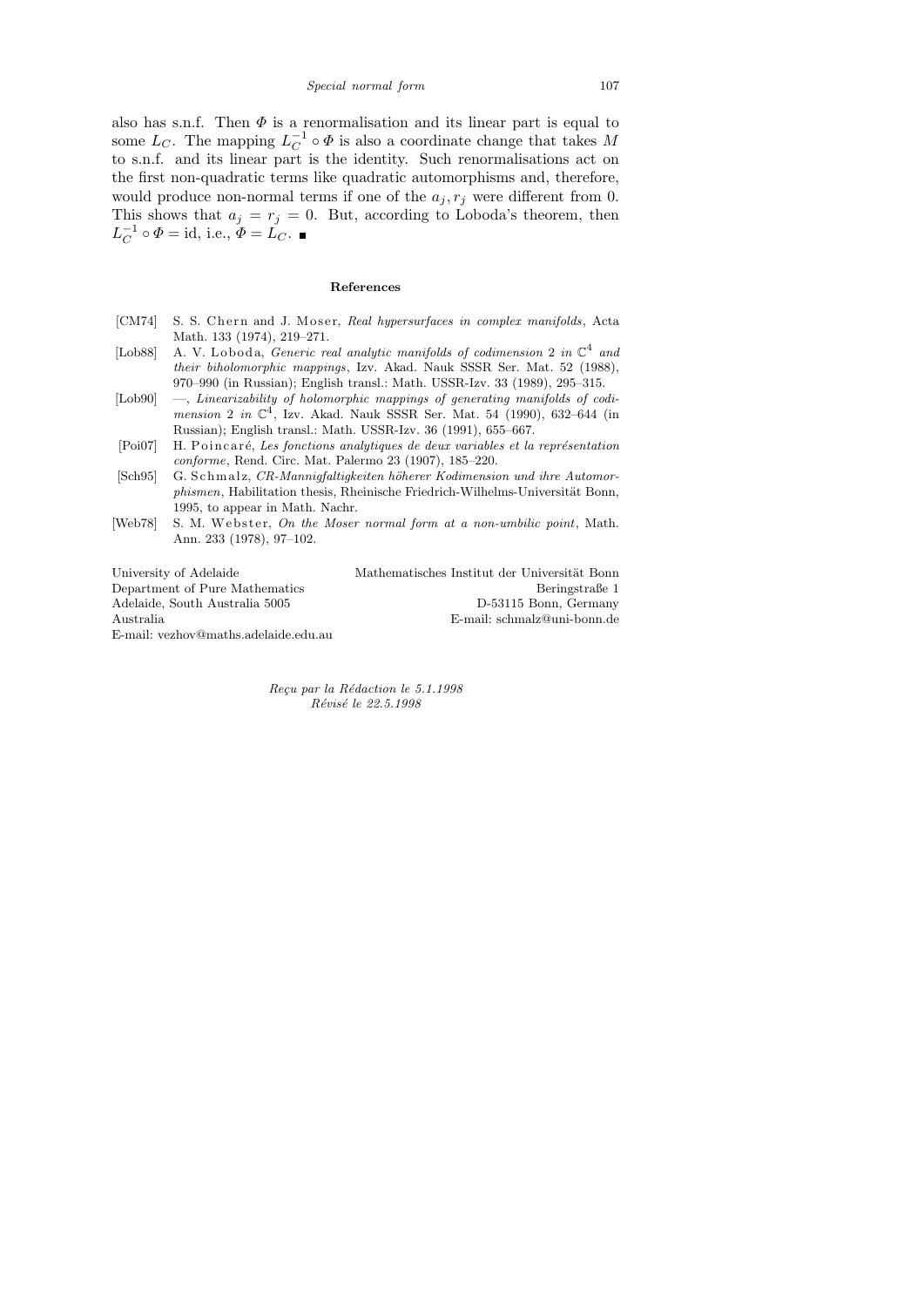also has s.n.f. Then $\Phi$ is a renormalisation and its linear part is equal to some $L_C$. The mapping $L_C^{-1} \circ \Phi$ is also a coordinate change that takes $M$ to s.n.f. and its linear part is the identity. Such renormalisations act on the first non-quadratic terms like quadratic automorphisms and, therefore, would produce non-normal terms if one of the $a_j, r_j$ were different from 0. This shows that $a_j = r_j = 0$. But, according to Loboda's theorem, then $L_C^{-1} \circ \Phi = \mathrm{id}$, i.e., $\Phi = L_C$. ∎

## References

[CM74] S. S. Chern and J. Moser, *Real hypersurfaces in complex manifolds*, Acta Math. 133 (1974), 219–271.

[Lob88] A. V. Loboda, *Generic real analytic manifolds of codimension 2 in $\mathbb{C}^4$ and their biholomorphic mappings*, Izv. Akad. Nauk SSSR Ser. Mat. 52 (1988), 970–990 (in Russian); English transl.: Math. USSR-Izv. 33 (1989), 295–315.

[Lob90] —, *Linearizability of holomorphic mappings of generating manifolds of codimension 2 in $\mathbb{C}^4$*, Izv. Akad. Nauk SSSR Ser. Mat. 54 (1990), 632–644 (in Russian); English transl.: Math. USSR-Izv. 36 (1991), 655–667.

[Poi07] H. Poincaré, *Les fonctions analytiques de deux variables et la représentation conforme*, Rend. Circ. Mat. Palermo 23 (1907), 185–220.

[Sch95] G. Schmalz, *CR-Mannigfaltigkeiten höherer Kodimension und ihre Automorphismen*, Habilitation thesis, Rheinische Friedrich-Wilhelms-Universität Bonn, 1995, to appear in Math. Nachr.

[Web78] S. M. Webster, *On the Moser normal form at a non-umbilic point*, Math. Ann. 233 (1978), 97–102.

University of Adelaide
Department of Pure Mathematics
Adelaide, South Australia 5005
Australia
E-mail: vezhov@maths.adelaide.edu.au

Mathematisches Institut der Universität Bonn
Beringstraße 1
D-53115 Bonn, Germany
E-mail: schmalz@uni-bonn.de

*Reçu par la Rédaction le 5.1.1998*
*Révisé le 22.5.1998*